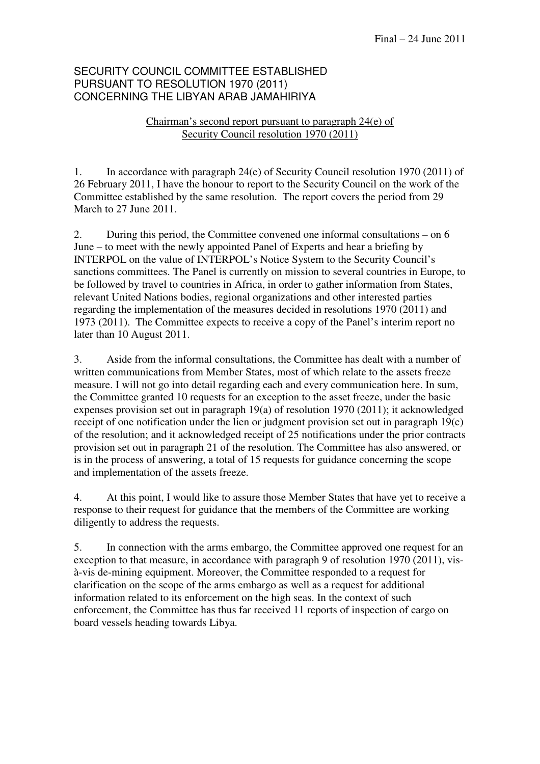Final – 24 June 2011

SECURITY COUNCIL COMMITTEE ESTABLISHED PURSUANT TO RESOLUTION 1970 (2011) CONCERNING THE LIBYAN ARAB JAMAHIRIYA

Chairman's second report pursuant to paragraph 24(e) of Security Council resolution 1970 (2011)

1. In accordance with paragraph 24(e) of Security Council resolution 1970 (2011) of 26 February 2011, I have the honour to report to the Security Council on the work of the Committee established by the same resolution. The report covers the period from 29 March to 27 June 2011.

2. During this period, the Committee convened one informal consultations – on 6 June – to meet with the newly appointed Panel of Experts and hear a briefing by INTERPOL on the value of INTERPOL's Notice System to the Security Council's sanctions committees. The Panel is currently on mission to several countries in Europe, to be followed by travel to countries in Africa, in order to gather information from States, relevant United Nations bodies, regional organizations and other interested parties regarding the implementation of the measures decided in resolutions 1970 (2011) and 1973 (2011). The Committee expects to receive a copy of the Panel's interim report no later than 10 August 2011.

3. Aside from the informal consultations, the Committee has dealt with a number of written communications from Member States, most of which relate to the assets freeze measure. I will not go into detail regarding each and every communication here. In sum, the Committee granted 10 requests for an exception to the asset freeze, under the basic expenses provision set out in paragraph 19(a) of resolution 1970 (2011); it acknowledged receipt of one notification under the lien or judgment provision set out in paragraph 19(c) of the resolution; and it acknowledged receipt of 25 notifications under the prior contracts provision set out in paragraph 21 of the resolution. The Committee has also answered, or is in the process of answering, a total of 15 requests for guidance concerning the scope and implementation of the assets freeze.

4. At this point, I would like to assure those Member States that have yet to receive a response to their request for guidance that the members of the Committee are working diligently to address the requests.

5. In connection with the arms embargo, the Committee approved one request for an exception to that measure, in accordance with paragraph 9 of resolution 1970 (2011), vis-à-vis de-mining equipment. Moreover, the Committee responded to a request for clarification on the scope of the arms embargo as well as a request for additional information related to its enforcement on the high seas. In the context of such enforcement, the Committee has thus far received 11 reports of inspection of cargo on board vessels heading towards Libya.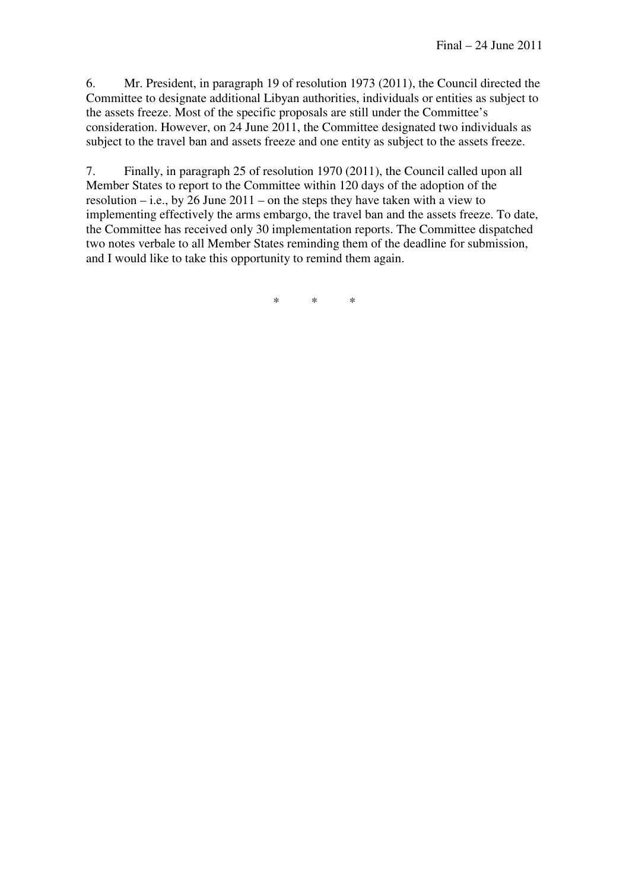6. Mr. President, in paragraph 19 of resolution 1973 (2011), the Council directed the Committee to designate additional Libyan authorities, individuals or entities as subject to the assets freeze. Most of the specific proposals are still under the Committee's consideration. However, on 24 June 2011, the Committee designated two individuals as subject to the travel ban and assets freeze and one entity as subject to the assets freeze.

7. Finally, in paragraph 25 of resolution 1970 (2011), the Council called upon all Member States to report to the Committee within 120 days of the adoption of the resolution – i.e., by 26 June 2011 – on the steps they have taken with a view to implementing effectively the arms embargo, the travel ban and the assets freeze. To date, the Committee has received only 30 implementation reports. The Committee dispatched two notes verbale to all Member States reminding them of the deadline for submission, and I would like to take this opportunity to remind them again.

\* \* \*